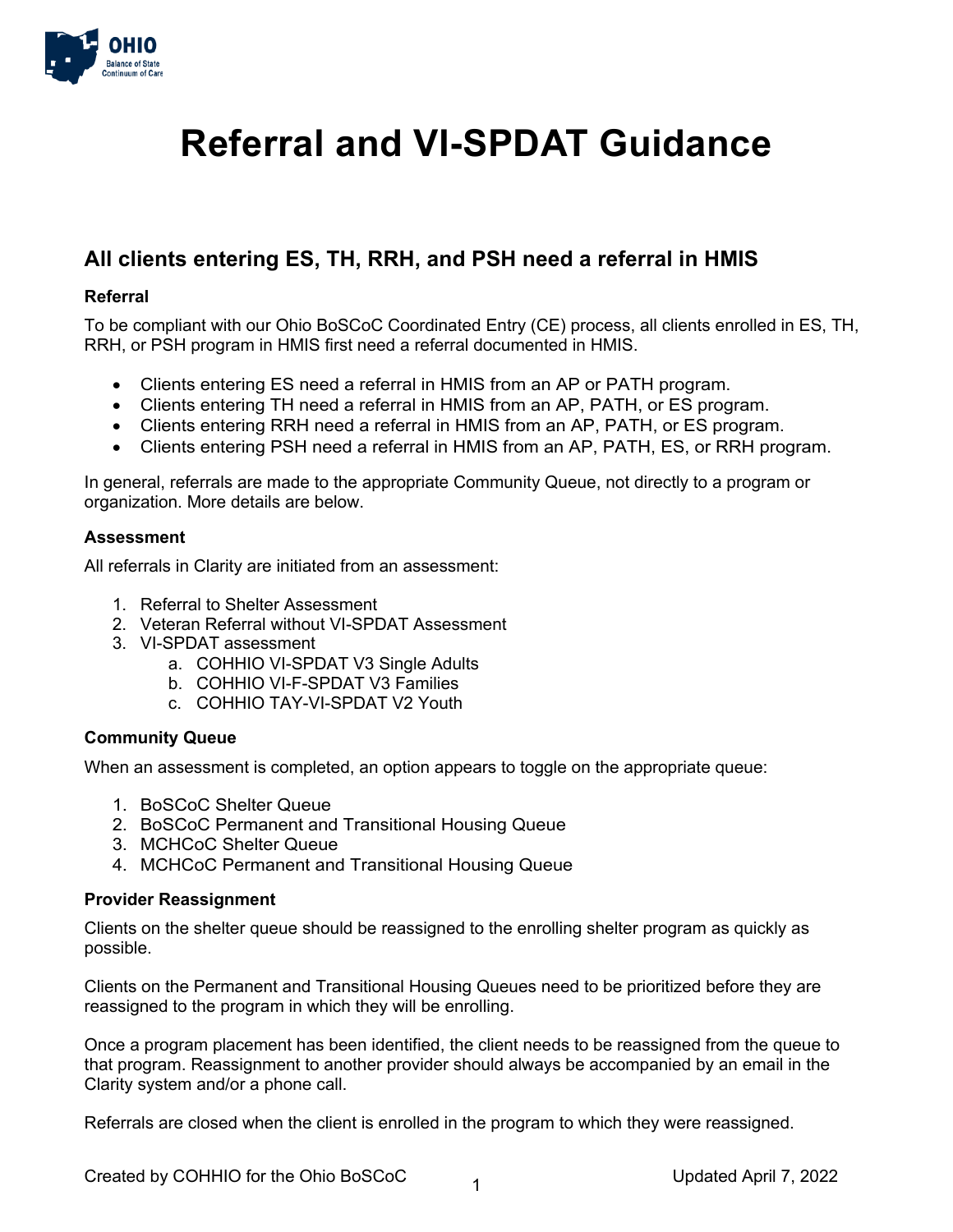# Referral and VI-SPDAT Guidance

## All clients entering ES, TH, RRH, and PSH need a referral in HMIS

### Referral

To be compliant with our Ohio BoSCoC Coordinated Entry (CE) process, all clients enrolled in ES, TH, RRH, or PSH program in HMIS first need a referral documented in HMIS.

- Clients entering ES need a referral in HMIS from an AP or PATH program.
- Clients entering TH need a referral in HMIS from an AP, PATH, or ES program.
- Clients entering RRH need a referral in HMIS from an AP, PATH, or ES program.
- Clients entering PSH need a referral in HMIS from an AP, PATH, ES, or RRH program.

In general, referrals are made to the appropriate Community Queue, not directly to a program or organization. More details are below.

### Assessment

All referrals in Clarity are initiated from an assessment:

1. Referral to Shelter Assessment
2. Veteran Referral without VI-SPDAT Assessment
3. VI-SPDAT assessment
   a. COHHIO VI-SPDAT V3 Single Adults
   b. COHHIO VI-F-SPDAT V3 Families
   c. COHHIO TAY-VI-SPDAT V2 Youth

### Community Queue

When an assessment is completed, an option appears to toggle on the appropriate queue:

1. BoSCoC Shelter Queue
2. BoSCoC Permanent and Transitional Housing Queue
3. MCHCoC Shelter Queue
4. MCHCoC Permanent and Transitional Housing Queue

### Provider Reassignment

Clients on the shelter queue should be reassigned to the enrolling shelter program as quickly as possible.

Clients on the Permanent and Transitional Housing Queues need to be prioritized before they are reassigned to the program in which they will be enrolling.

Once a program placement has been identified, the client needs to be reassigned from the queue to that program. Reassignment to another provider should always be accompanied by an email in the Clarity system and/or a phone call.

Referrals are closed when the client is enrolled in the program to which they were reassigned.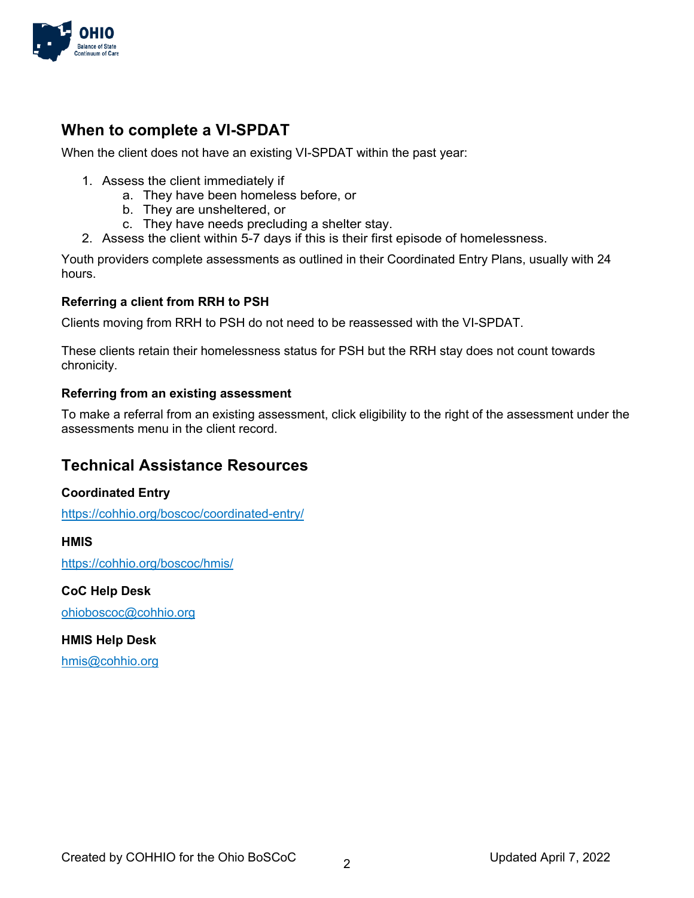## When to complete a VI-SPDAT

When the client does not have an existing VI-SPDAT within the past year:

1. Assess the client immediately if
   a. They have been homeless before, or
   b. They are unsheltered, or
   c. They have needs precluding a shelter stay.
2. Assess the client within 5-7 days if this is their first episode of homelessness.

Youth providers complete assessments as outlined in their Coordinated Entry Plans, usually with 24 hours.

### Referring a client from RRH to PSH

Clients moving from RRH to PSH do not need to be reassessed with the VI-SPDAT.

These clients retain their homelessness status for PSH but the RRH stay does not count towards chronicity.

### Referring from an existing assessment

To make a referral from an existing assessment, click eligibility to the right of the assessment under the assessments menu in the client record.

## Technical Assistance Resources

### Coordinated Entry

https://cohhio.org/boscoc/coordinated-entry/

### HMIS

https://cohhio.org/boscoc/hmis/

### CoC Help Desk

ohioboscoc@cohhio.org

### HMIS Help Desk

hmis@cohhio.org